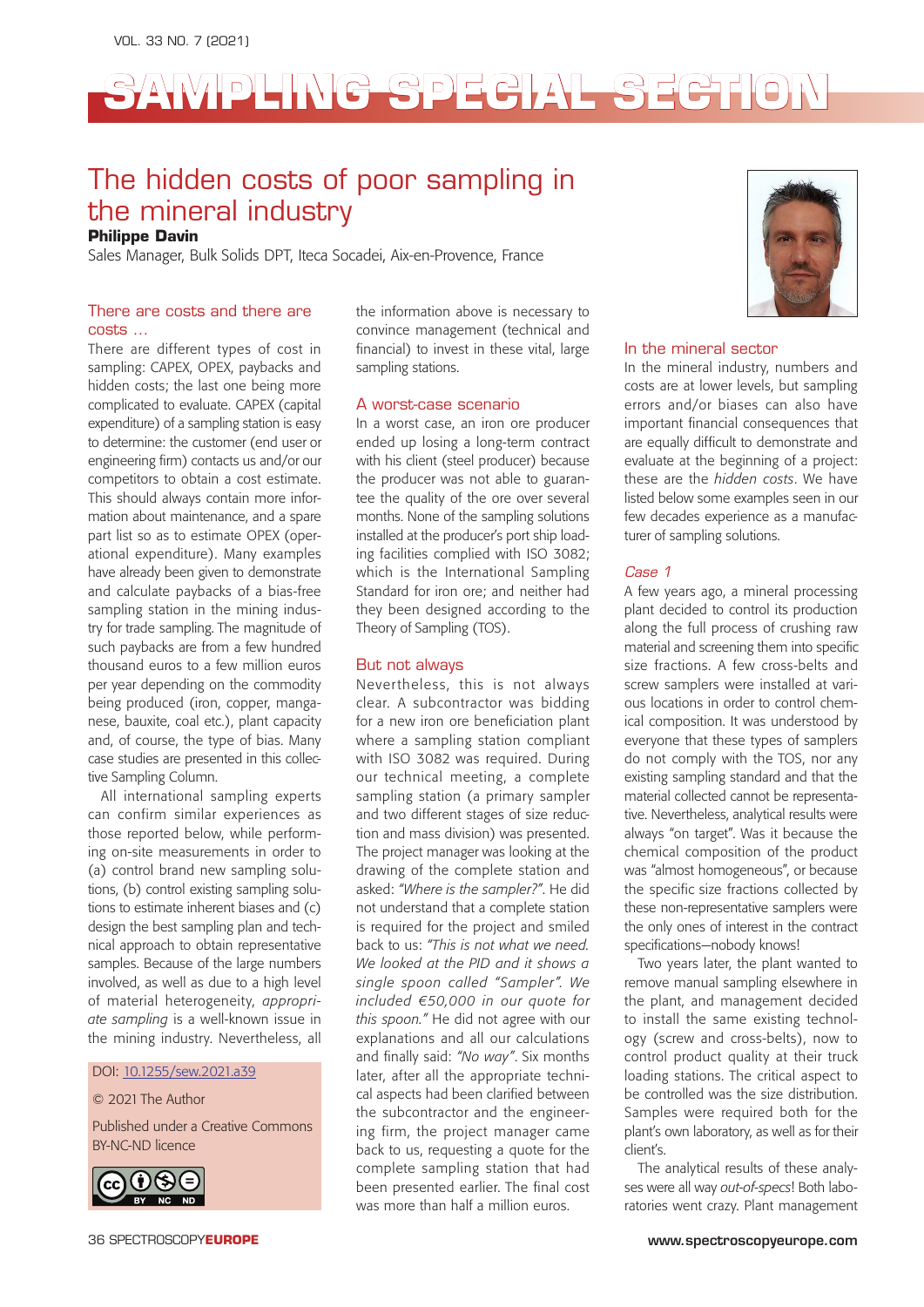# SAMPLING SPECIAL SECTION

## The hidden costs of poor sampling in the mineral industry

**Philippe Davin**

Sales Manager, Bulk Solids DPT, Iteca Socadei, Aix-en-Provence, France

### There are costs and there are costs …

There are different types of cost in sampling: CAPEX, OPEX, paybacks and hidden costs; the last one being more complicated to evaluate. CAPEX (capital expenditure) of a sampling station is easy to determine: the customer (end user or engineering firm) contacts us and/or our competitors to obtain a cost estimate. This should always contain more information about maintenance, and a spare part list so as to estimate OPEX (operational expenditure). Many examples have already been given to demonstrate and calculate paybacks of a bias-free sampling station in the mining industry for trade sampling. The magnitude of such paybacks are from a few hundred thousand euros to a few million euros per year depending on the commodity being produced (iron, copper, manganese, bauxite, coal etc.), plant capacity and, of course, the type of bias. Many case studies are presented in this collective Sampling Column.

All international sampling experts can confirm similar experiences as those reported below, while performing on-site measurements in order to (a) control brand new sampling solutions, (b) control existing sampling solutions to estimate inherent biases and (c) design the best sampling plan and technical approach to obtain representative samples. Because of the large numbers involved, as well as due to a high level of material heterogeneity, *appropriate sampling* is a well-known issue in the mining industry. Nevertheless, all the information above is necessary to convince management (technical and financial) to invest in these vital, large sampling stations.

DOI: 10.1255/sew.2021.a39

© 2021 The Author

Published under a Creative Commons BY-NC-ND licence

### A worst-case scenario

In a worst case, an iron ore producer ended up losing a long-term contract with his client (steel producer) because the producer was not able to guarantee the quality of the ore over several months. None of the sampling solutions installed at the producer's port ship loading facilities complied with ISO 3082; which is the International Sampling Standard for iron ore; and neither had they been designed according to the Theory of Sampling (TOS).

### But not always

Nevertheless, this is not always clear. A subcontractor was bidding for a new iron ore beneficiation plant where a sampling station compliant with ISO 3082 was required. During our technical meeting, a complete sampling station (a primary sampler and two different stages of size reduction and mass division) was presented. The project manager was looking at the drawing of the complete station and asked: *"Where is the sampler?"*. He did not understand that a complete station is required for the project and smiled back to us: *"This is not what we need. We looked at the PID and it shows a single spoon called "Sampler". We included €50,000 in our quote for this spoon."* He did not agree with our explanations and all our calculations and finally said: *"No way"*. Six months later, after all the appropriate technical aspects had been clarified between the subcontractor and the engineering firm, the project manager came back to us, requesting a quote for the complete sampling station that had been presented earlier. The final cost was more than half a million euros.

### In the mineral sector

In the mineral industry, numbers and costs are at lower levels, but sampling errors and/or biases can also have important financial consequences that are equally difficult to demonstrate and evaluate at the beginning of a project: these are the *hidden costs*. We have listed below some examples seen in our few decades experience as a manufacturer of sampling solutions.

#### *Case 1*

A few years ago, a mineral processing plant decided to control its production along the full process of crushing raw material and screening them into specific size fractions. A few cross-belts and screw samplers were installed at various locations in order to control chemical composition. It was understood by everyone that these types of samplers do not comply with the TOS, nor any existing sampling standard and that the material collected cannot be representative. Nevertheless, analytical results were always "on target". Was it because the chemical composition of the product was "almost homogeneous", or because the specific size fractions collected by these non-representative samplers were the only ones of interest in the contract specifications—nobody knows!

Two years later, the plant wanted to remove manual sampling elsewhere in the plant, and management decided to install the same existing technology (screw and cross-belts), now to control product quality at their truck loading stations. The critical aspect to be controlled was the size distribution. Samples were required both for the plant's own laboratory, as well as for their client's.

The analytical results of these analyses were all way *out-of-specs*! Both laboratories went crazy. Plant management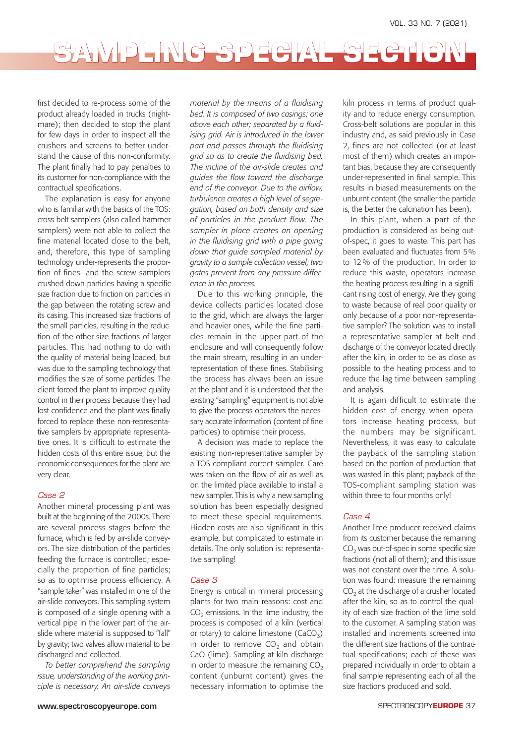first decided to re-process some of the product already loaded in trucks (nightmare); then decided to stop the plant for few days in order to inspect all the crushers and screens to better understand the cause of this non-conformity. The plant finally had to pay penalties to its customer for non-compliance with the contractual specifications.

The explanation is easy for anyone who is familiar with the basics of the TOS: cross-belt samplers (also called hammer samplers) were not able to collect the fine material located close to the belt, and, therefore, this type of sampling technology under-represents the proportion of fines—and the screw samplers crushed down particles having a specific size fraction due to friction on particles in the gap between the rotating screw and its casing. This increased size fractions of the small particles, resulting in the reduction of the other size fractions of larger particles. This had nothing to do with the quality of material being loaded, but was due to the sampling technology that modifies the size of some particles. The client forced the plant to improve quality control in their process because they had lost confidence and the plant was finally forced to replace these non-representative samplers by appropriate representative ones. It is difficult to estimate the hidden costs of this entire issue, but the economic consequences for the plant are very clear.

### *Case 2*

Another mineral processing plant was built at the beginning of the 2000s. There are several process stages before the furnace, which is fed by air-slide conveyors. The size distribution of the particles feeding the furnace is controlled; especially the proportion of fine particles; so as to optimise process efficiency. A "sample taker" was installed in one of the air-slide conveyors. This sampling system is composed of a single opening with a vertical pipe in the lower part of the air-slide where material is supposed to "fall" by gravity; two valves allow material to be discharged and collected.

*To better comprehend the sampling issue, understanding of the working principle is necessary. An air-slide conveys material by the means of a fluidising bed. It is composed of two casings; one above each other; separated by a fluidising grid. Air is introduced in the lower part and passes through the fluidising grid so as to create the fluidising bed. The incline of the air-slide creates and guides the flow toward the discharge end of the conveyor. Due to the airflow, turbulence creates a high level of segregation, based on both density and size of particles in the product flow. The sampler in place creates an opening in the fluidising grid with a pipe going down that guide sampled material by gravity to a sample collection vessel; two gates prevent from any pressure difference in the process.*

Due to this working principle, the device collects particles located close to the grid, which are always the larger and heavier ones, while the fine particles remain in the upper part of the enclosure and will consequently follow the main stream, resulting in an under-representation of these fines. Stabilising the process has always been an issue at the plant and it is understood that the existing "sampling" equipment is not able to give the process operators the necessary accurate information (content of fine particles) to optimise their process.

A decision was made to replace the existing non-representative sampler by a TOS-compliant correct sampler. Care was taken on the flow of air as well as on the limited place available to install a new sampler. This is why a new sampling solution has been especially designed to meet these special requirements. Hidden costs are also significant in this example, but complicated to estimate in details. The only solution is: representative sampling!

### *Case 3*

Energy is critical in mineral processing plants for two main reasons: cost and $CO_2$ emissions. In the lime industry, the process is composed of a kiln (vertical or rotary) to calcine limestone ($CaCO_3$) in order to remove $CO_2$ and obtain CaO (lime). Sampling at kiln discharge in order to measure the remaining $CO_2$ content (unburnt content) gives the necessary information to optimise the kiln process in terms of product quality and to reduce energy consumption. Cross-belt solutions are popular in this industry and, as said previously in Case 2, fines are not collected (or at least most of them) which creates an important bias, because they are consequently under-represented in final sample. This results in biased measurements on the unburnt content (the smaller the particle is, the better the calcination has been).

In this plant, when a part of the production is considered as being out-of-spec, it goes to waste. This part has been evaluated and fluctuates from 5% to 12% of the production. In order to reduce this waste, operators increase the heating process resulting in a significant rising cost of energy. Are they going to waste because of real poor quality or only because of a poor non-representative sampler? The solution was to install a representative sampler at belt end discharge of the conveyor located directly after the kiln, in order to be as close as possible to the heating process and to reduce the lag time between sampling and analysis.

It is again difficult to estimate the hidden cost of energy when operators increase heating process, but the numbers may be significant. Nevertheless, it was easy to calculate the payback of the sampling station based on the portion of production that was wasted in this plant; payback of the TOS-compliant sampling station was within three to four months only!

### *Case 4*

Another lime producer received claims from its customer because the remaining $CO_2$ was out-of-spec in some specific size fractions (not all of them); and this issue was not constant over the time. A solution was found: measure the remaining $CO_2$ at the discharge of a crusher located after the kiln, so as to control the quality of each size fraction of the lime sold to the customer. A sampling station was installed and increments screened into the different size fractions of the contractual specifications; each of these was prepared individually in order to obtain a final sample representing each of all the size fractions produced and sold.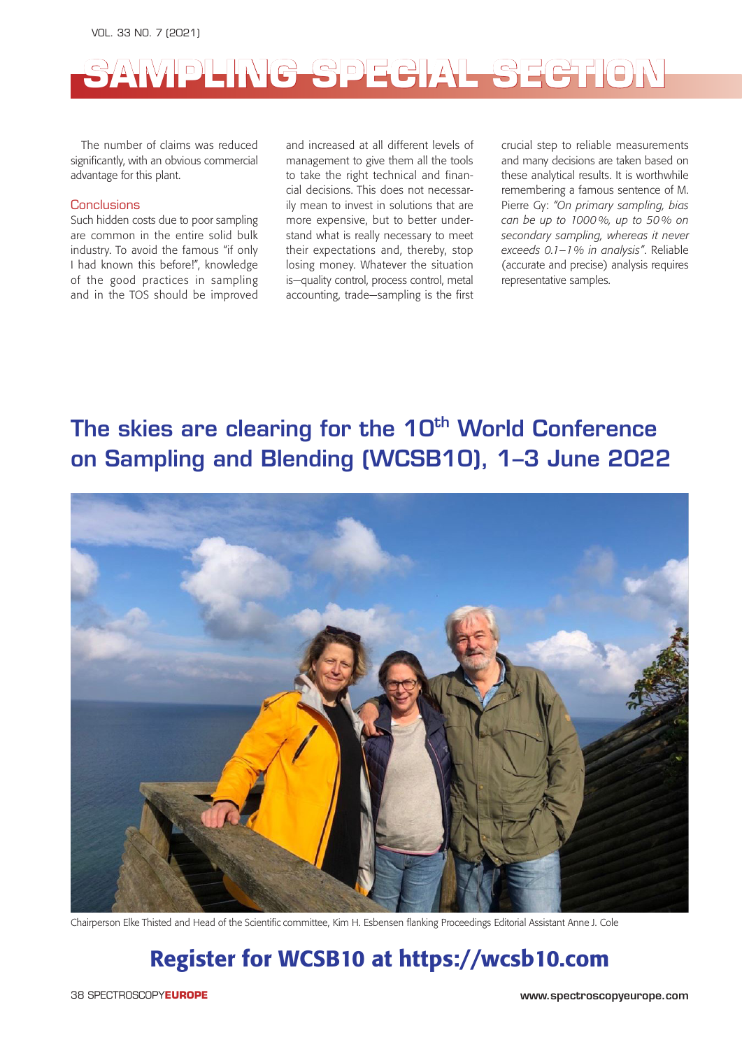The number of claims was reduced significantly, with an obvious commercial advantage for this plant.

## Conclusions

Such hidden costs due to poor sampling are common in the entire solid bulk industry. To avoid the famous "if only I had known this before!", knowledge of the good practices in sampling and in the TOS should be improved and increased at all different levels of management to give them all the tools to take the right technical and financial decisions. This does not necessarily mean to invest in solutions that are more expensive, but to better understand what is really necessary to meet their expectations and, thereby, stop losing money. Whatever the situation is—quality control, process control, metal accounting, trade—sampling is the first crucial step to reliable measurements and many decisions are taken based on these analytical results. It is worthwhile remembering a famous sentence of M. Pierre Gy: *"On primary sampling, bias can be up to 1000%, up to 50% on secondary sampling, whereas it never exceeds 0.1–1% in analysis"*. Reliable (accurate and precise) analysis requires representative samples.

# The skies are clearing for the 10th World Conference on Sampling and Blending (WCSB10), 1–3 June 2022

Chairperson Elke Thisted and Head of the Scientific committee, Kim H. Esbensen flanking Proceedings Editorial Assistant Anne J. Cole

## Register for WCSB10 at https://wcsb10.com